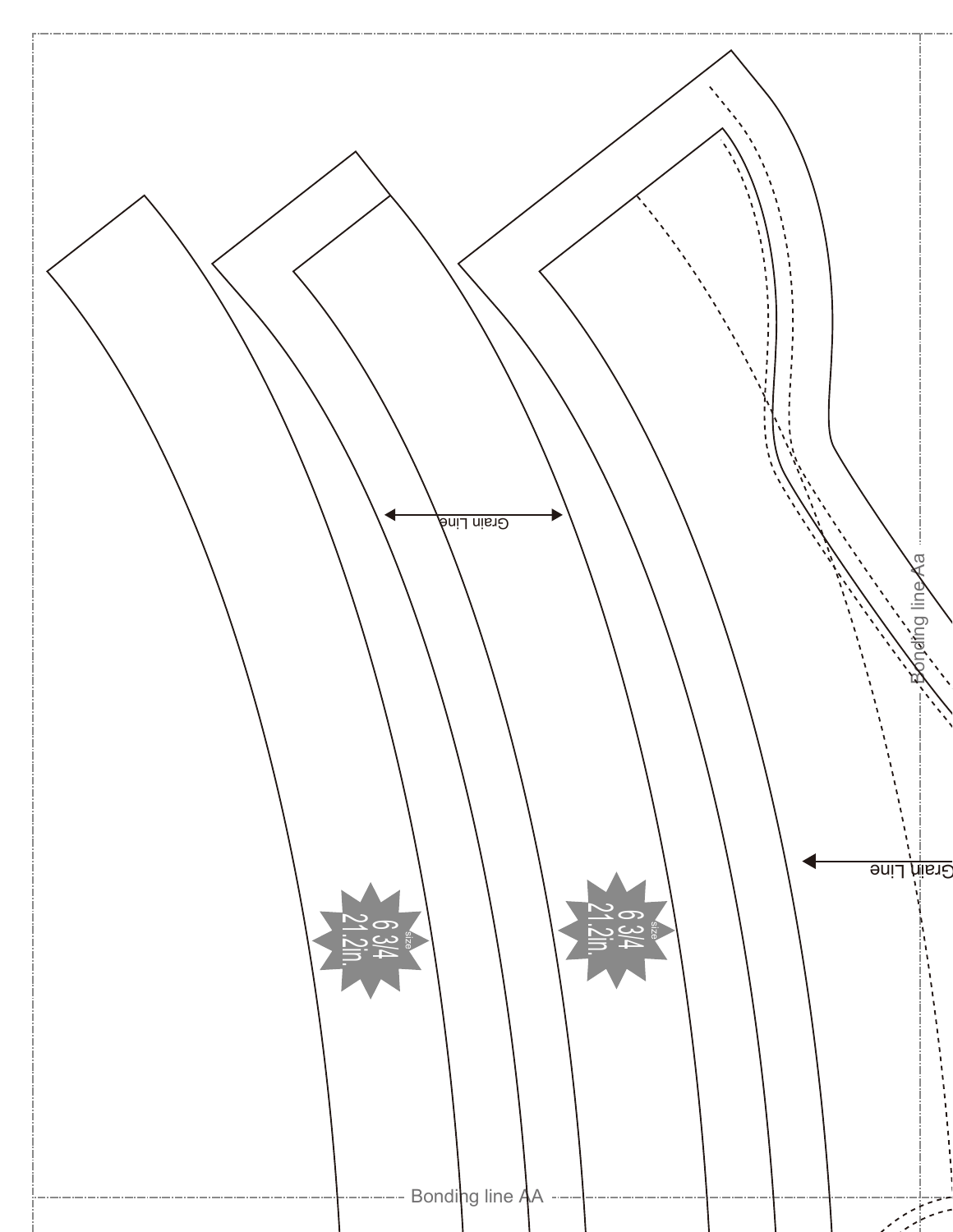Grain Line

Bonding line Aa

Grain Line

size 6 3/4 21.2in.

size 6 3/4 21.2in.

Bonding line AA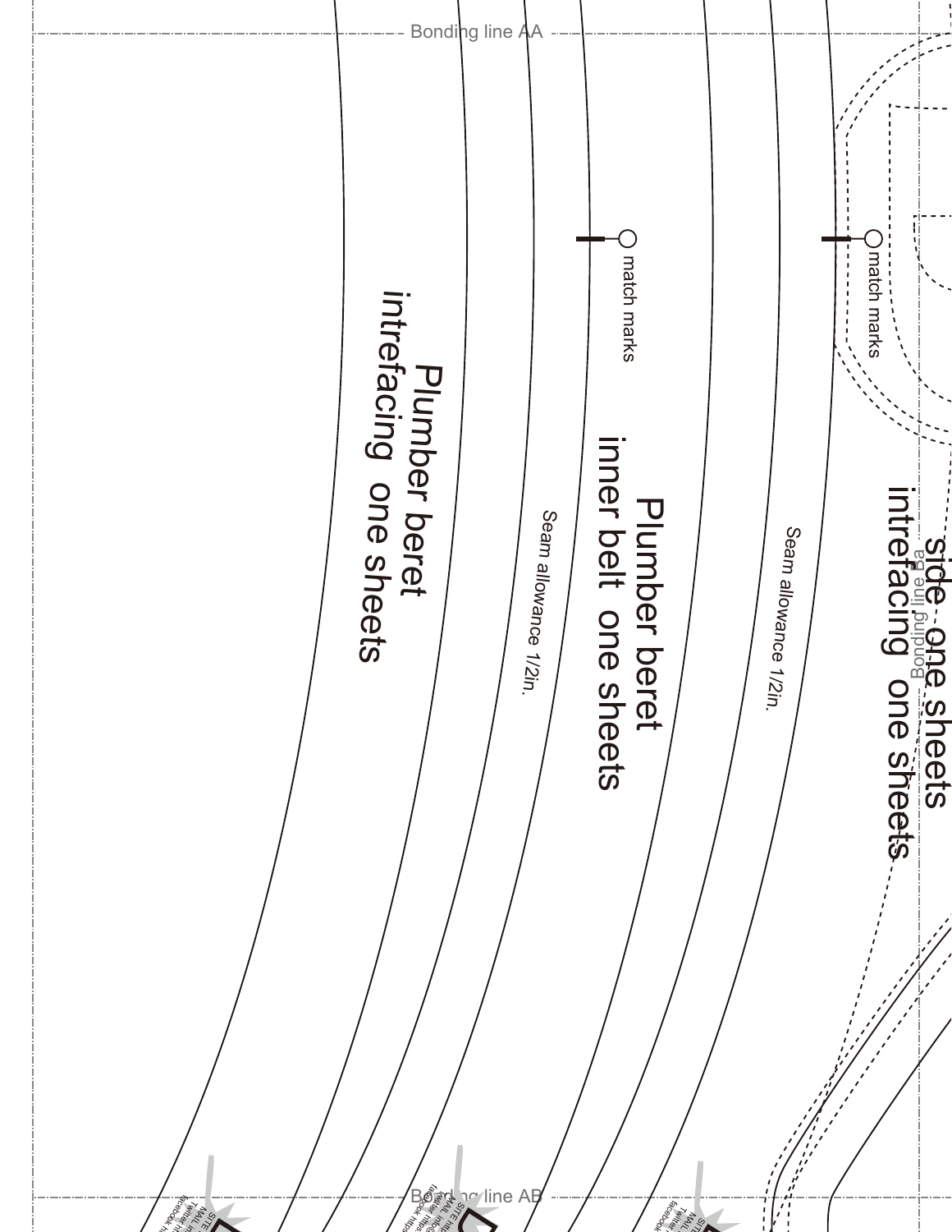Bonding line AA

match marks

match marks

Plumber beret
intrefacing one sheets

Plumber beret
inner belt one sheets

Seam allowance 1/2in.

Seam allowance 1/2in.

side one sheets
intrefacing one sheets

Bonding line Ba

Bonding line AB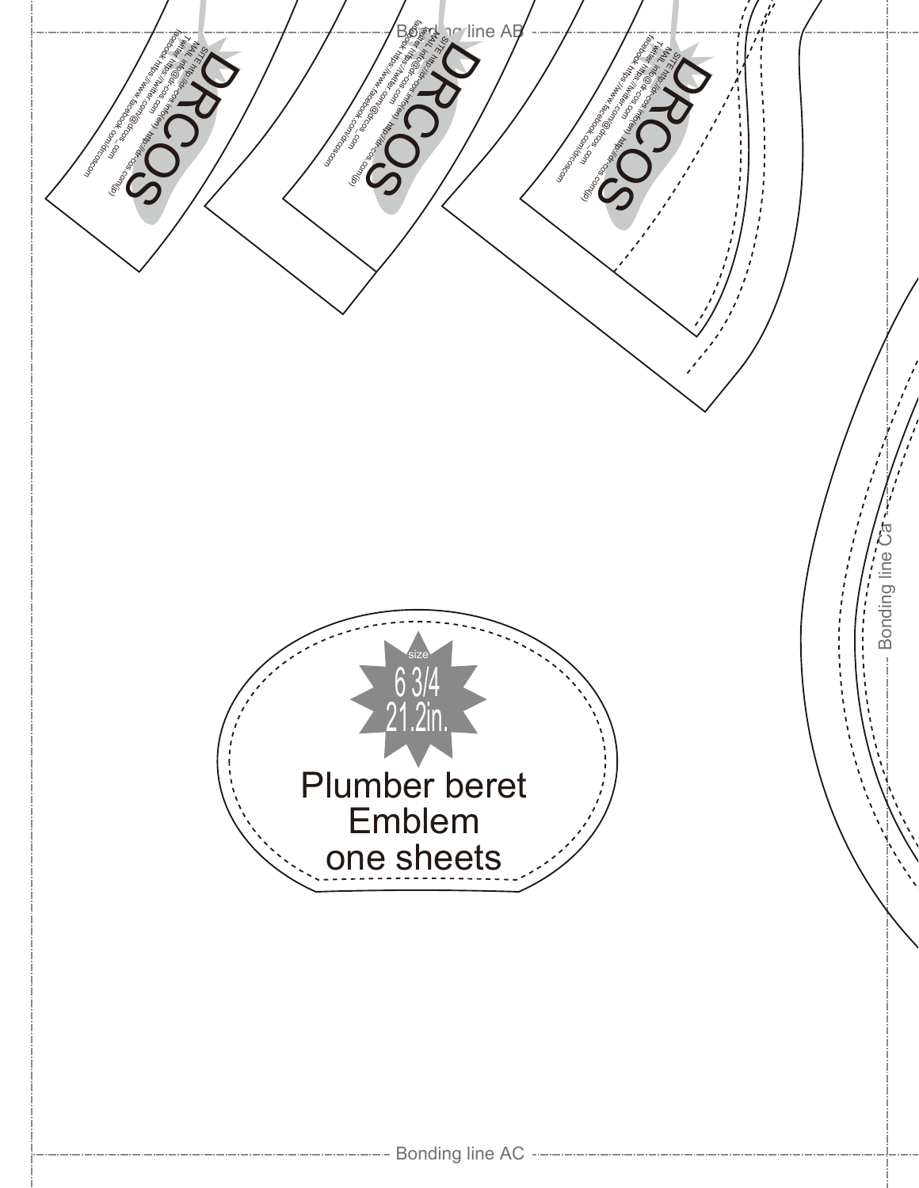Bonding line AB

DRCOS

SITE http://dr-cos.info(en) http://dr-cos.com(jp)
MAIL info@dr-cos.com
Twitter https://twitter.com/@drcos_com
facebook https://www.facebook.com/drcoscom

DRCOS

SITE http://dr-cos.info(en) http://dr-cos.com(jp)
MAIL info@dr-cos.com
Twitter https://twitter.com/@drcos_com
facebook https://www.facebook.com/drcoscom

DRCOS

SITE http://dr-cos.info(en) http://dr-cos.com(jp)
MAIL info@dr-cos.com
Twitter https://twitter.com/@drcos_com
facebook https://www.facebook.com/drcoscom

Bonding line Ca

size
6 3/4
21.2in.

Plumber beret
Emblem
one sheets

Bonding line AC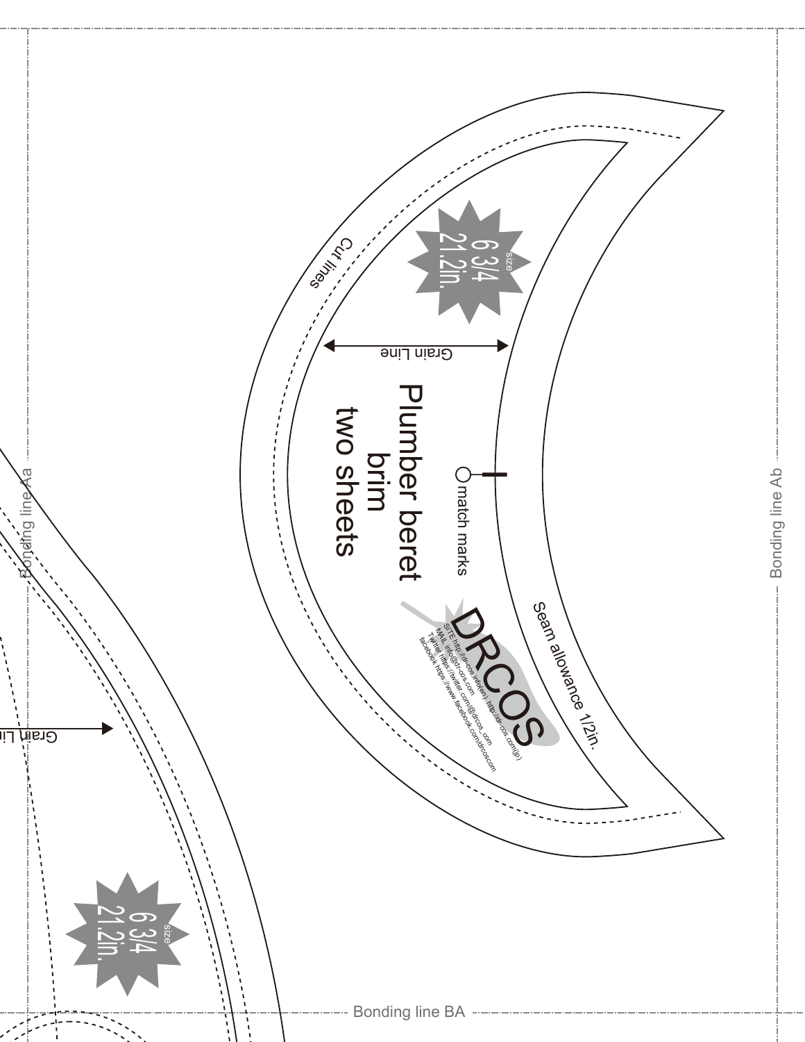Bonding line Aa

Bonding line Ab

Bonding line BA

Cut lines

size
6 3/4
21.2in.

Grain Line

Plumber beret
brim
two sheets

match marks

Seam allowance 1/2in.

DRCOS

SITE http://dr-cos.info(en) http://dr-cos.com(jp)
MAIL info@dr-cos.com
Twitter https://twitter.com/@drcos_com
facebook https://www.facebook.com/drcoscom

Grain Li

size
6 3/4
21.2in.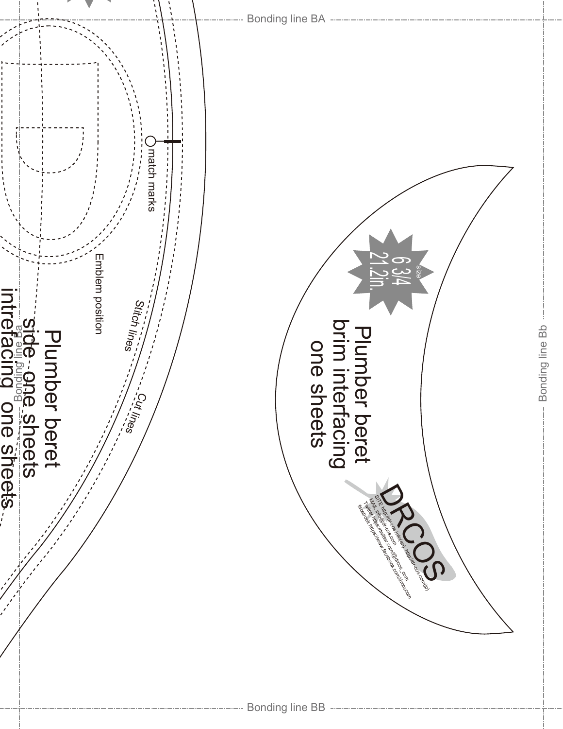Bonding line BA

match marks

Emblem position

Stitch lines

Cut lines

Plumber beret
side one sheets
intrefacing one sheets

Bonding line Ba

size
6 3/4
21.2in.

Plumber beret
brim interfacing
one sheets

DRCOS
SITE http://dr-cos.info(en) http://dr-cos.com(jp)
MAIL info@dr-cos.com
Twitter https://twitter.com/@drcos_com
facebook https://www.facebook.com/drcoscom

Bonding line Bb

Bonding line BB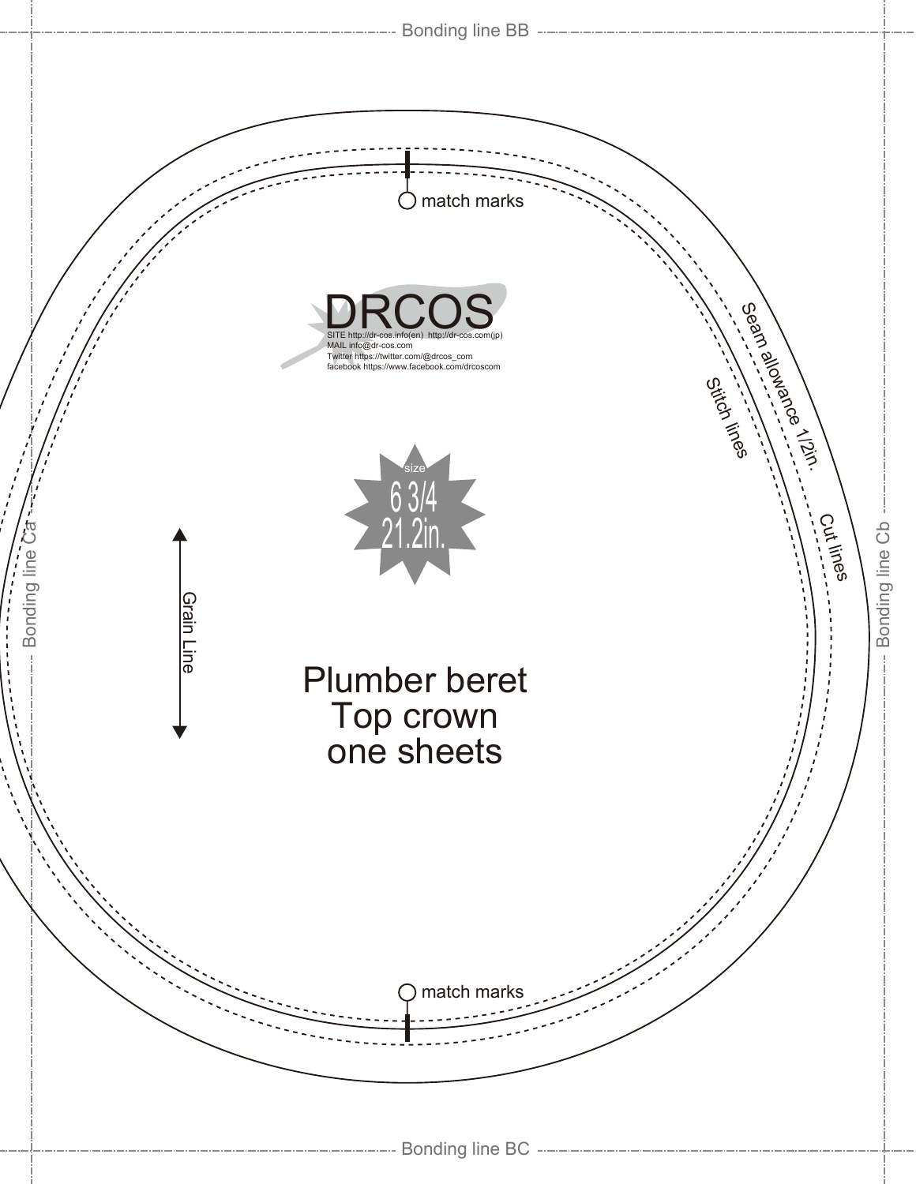Bonding line BB

match marks

DRCOS

SITE http://dr-cos.info(en) http://dr-cos.com(jp)
MAIL info@dr-cos.com
Twitter https://twitter.com/@drcos_com
facebook https://www.facebook.com/drcoscom

Seam allowance 1/2in.

Stitch lines

Cut lines

size
6 3/4
21.2in.

Bonding line Ca

Bonding line Cb

Grain Line

# Plumber beret
# Top crown
# one sheets

match marks

Bonding line BC